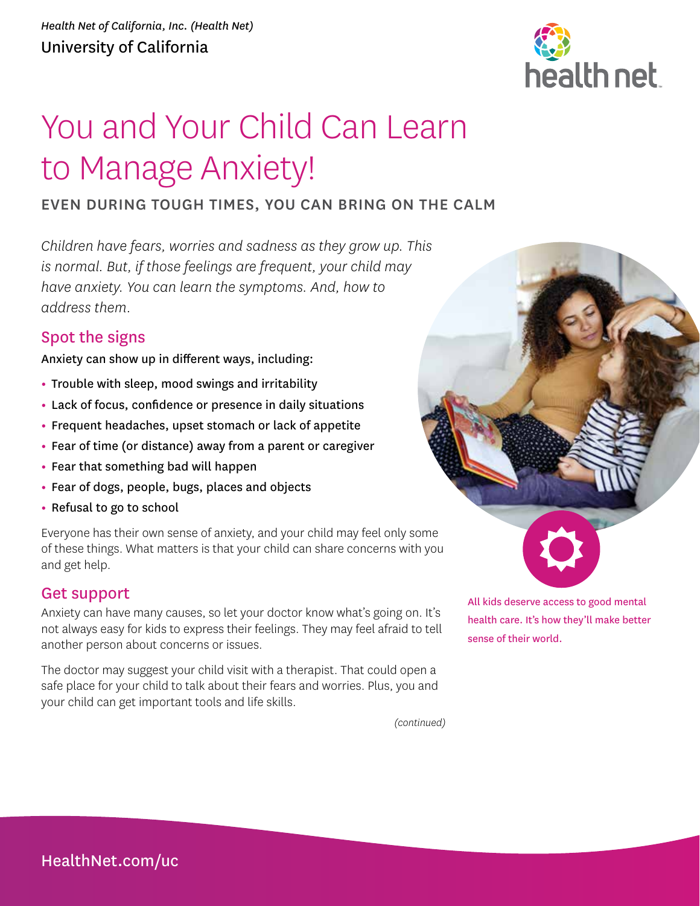*Health Net of California, Inc. (Health Net)*

University of California

# You and Your Child Can Learn to Manage Anxiety!

## EVEN DURING TOUGH TIMES, YOU CAN BRING ON THE CALM

*Children have fears, worries and sadness as they grow up. This is normal. But, if those feelings are frequent, your child may have anxiety. You can learn the symptoms. And, how to address them.*

### Spot the signs

Anxiety can show up in different ways, including:

- Trouble with sleep, mood swings and irritability
- Lack of focus, confidence or presence in daily situations
- Frequent headaches, upset stomach or lack of appetite
- Fear of time (or distance) away from a parent or caregiver
- Fear that something bad will happen
- Fear of dogs, people, bugs, places and objects
- Refusal to go to school

Everyone has their own sense of anxiety, and your child may feel only some of these things. What matters is that your child can share concerns with you and get help.

### Get support

Anxiety can have many causes, so let your doctor know what's going on. It's not always easy for kids to express their feelings. They may feel afraid to tell another person about concerns or issues.

The doctor may suggest your child visit with a therapist. That could open a safe place for your child to talk about their fears and worries. Plus, you and your child can get important tools and life skills.

*(continued)*

All kids deserve access to good mental health care. It's how they'll make better sense of their world.

HealthNet.com/uc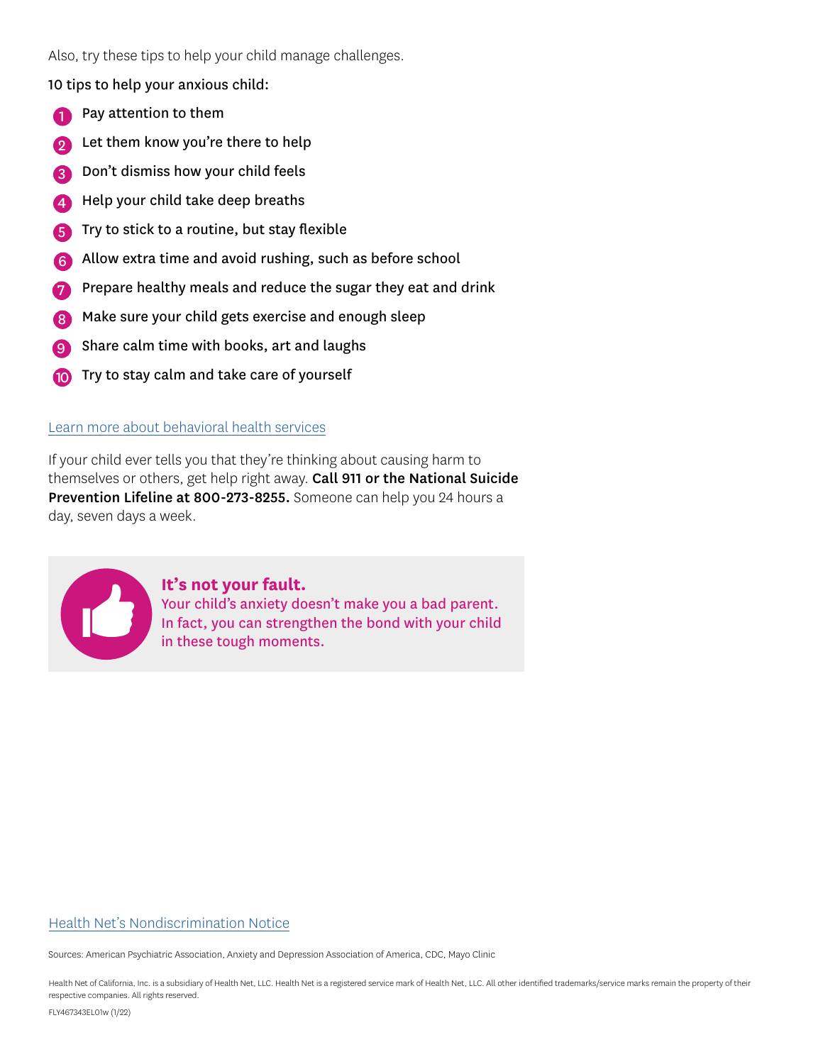Also, try these tips to help your child manage challenges.

10 tips to help your anxious child:

1. Pay attention to them
2. Let them know you're there to help
3. Don't dismiss how your child feels
4. Help your child take deep breaths
5. Try to stick to a routine, but stay flexible
6. Allow extra time and avoid rushing, such as before school
7. Prepare healthy meals and reduce the sugar they eat and drink
8. Make sure your child gets exercise and enough sleep
9. Share calm time with books, art and laughs
10. Try to stay calm and take care of yourself

Learn more about behavioral health services

If your child ever tells you that they're thinking about causing harm to themselves or others, get help right away. **Call 911 or the National Suicide Prevention Lifeline at 800-273-8255.** Someone can help you 24 hours a day, seven days a week.

**It's not your fault.**
Your child's anxiety doesn't make you a bad parent. In fact, you can strengthen the bond with your child in these tough moments.

Health Net's Nondiscrimination Notice

Sources: American Psychiatric Association, Anxiety and Depression Association of America, CDC, Mayo Clinic

Health Net of California, Inc. is a subsidiary of Health Net, LLC. Health Net is a registered service mark of Health Net, LLC. All other identified trademarks/service marks remain the property of their respective companies. All rights reserved.

FLY467343EL01w (1/22)